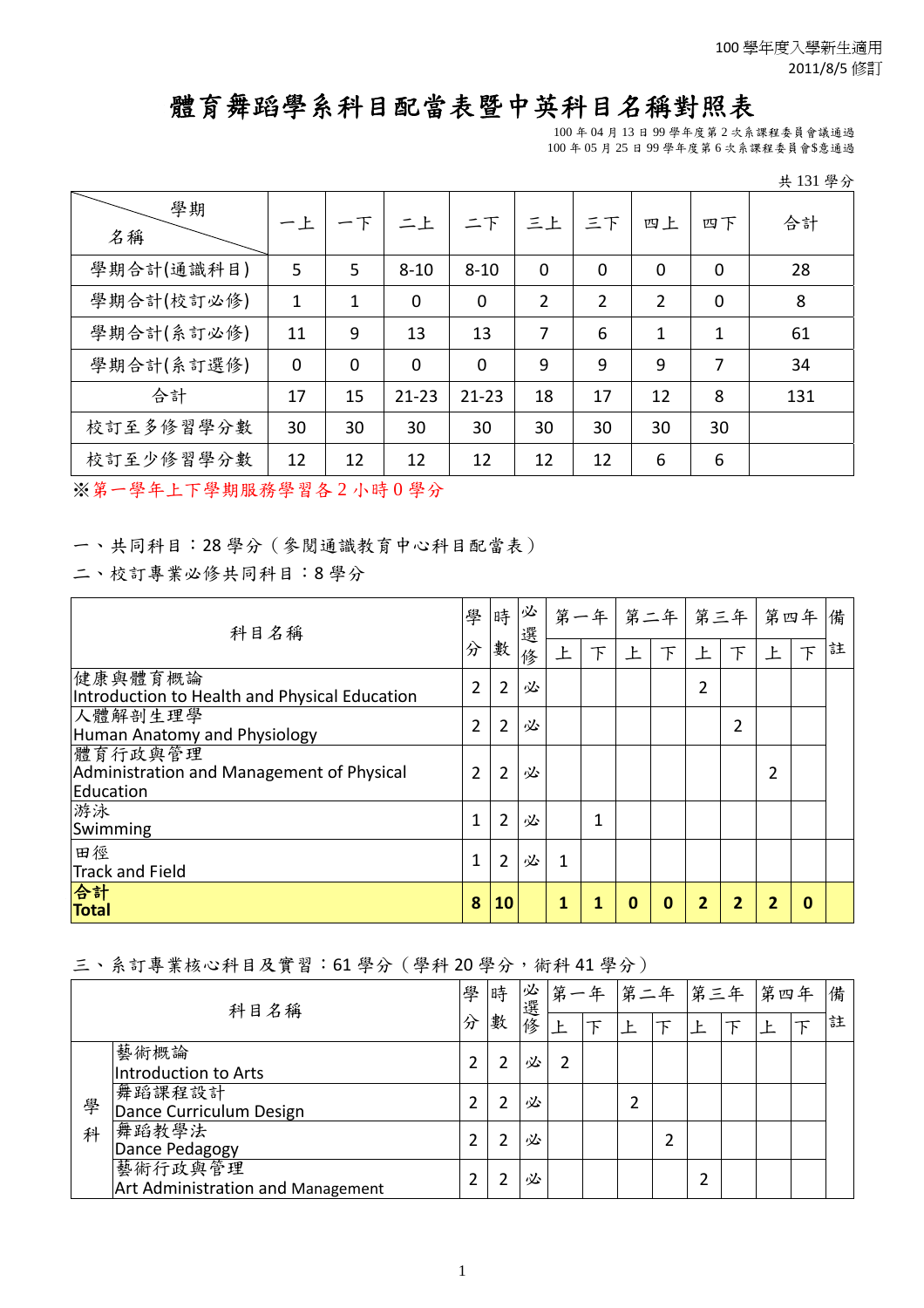100 學年度入學新生適用
2011/8/5 修訂

# 體育舞蹈學系科目配當表暨中英科目名稱對照表

100 年 04 月 13 日 99 學年度第 2 次系課程委員會議通過
100 年 05 月 25 日 99 學年度第 6 次系課程委員會$意通過

共 131 學分

| 學期 / 名稱 | 一上 | 一下 | 二上 | 二下 | 三上 | 三下 | 四上 | 四下 | 合計 |
|---|---|---|---|---|---|---|---|---|---|
| 學期合計(通識科目) | 5 | 5 | 8-10 | 8-10 | 0 | 0 | 0 | 0 | 28 |
| 學期合計(校訂必修) | 1 | 1 | 0 | 0 | 2 | 2 | 2 | 0 | 8 |
| 學期合計(系訂必修) | 11 | 9 | 13 | 13 | 7 | 6 | 1 | 1 | 61 |
| 學期合計(系訂選修) | 0 | 0 | 0 | 0 | 9 | 9 | 9 | 7 | 34 |
| 合計 | 17 | 15 | 21-23 | 21-23 | 18 | 17 | 12 | 8 | 131 |
| 校訂至多修習學分數 | 30 | 30 | 30 | 30 | 30 | 30 | 30 | 30 | |
| 校訂至少修習學分數 | 12 | 12 | 12 | 12 | 12 | 12 | 6 | 6 | |

※第一學年上下學期服務學習各 2 小時 0 學分

一、共同科目：28 學分（參閱通識教育中心科目配當表）

二、校訂專業必修共同科目：8 學分

| 科目名稱 | 學分 | 時數 | 必選修 | 第一年 上 | 第一年 下 | 第二年 上 | 第二年 下 | 第三年 上 | 第三年 下 | 第四年 上 | 第四年 下 | 備註 |
|---|---|---|---|---|---|---|---|---|---|---|---|---|
| 健康與體育概論<br>Introduction to Health and Physical Education | 2 | 2 | 必 | | | | | 2 | | | | |
| 人體解剖生理學<br>Human Anatomy and Physiology | 2 | 2 | 必 | | | | | | 2 | | | |
| 體育行政與管理<br>Administration and Management of Physical Education | 2 | 2 | 必 | | | | | | | 2 | | |
| 游泳<br>Swimming | 1 | 2 | 必 | | 1 | | | | | | | |
| 田徑<br>Track and Field | 1 | 2 | 必 | 1 | | | | | | | | |
| **合計<br>Total** | **8** | **10** | | **1** | **1** | **0** | **0** | **2** | **2** | **2** | **0** | |

三、系訂專業核心科目及實習：61 學分（學科 20 學分，術科 41 學分）

| | 科目名稱 | 學分 | 時數 | 必選修 | 第一年 上 | 第一年 下 | 第二年 上 | 第二年 下 | 第三年 上 | 第三年 下 | 第四年 上 | 第四年 下 | 備註 |
|---|---|---|---|---|---|---|---|---|---|---|---|---|---|
| 學科 | 藝術概論<br>Introduction to Arts | 2 | 2 | 必 | 2 | | | | | | | | |
| | 舞蹈課程設計<br>Dance Curriculum Design | 2 | 2 | 必 | | | 2 | | | | | | |
| | 舞蹈教學法<br>Dance Pedagogy | 2 | 2 | 必 | | | | 2 | | | | | |
| | 藝術行政與管理<br>Art Administration and Management | 2 | 2 | 必 | | | | | 2 | | | | |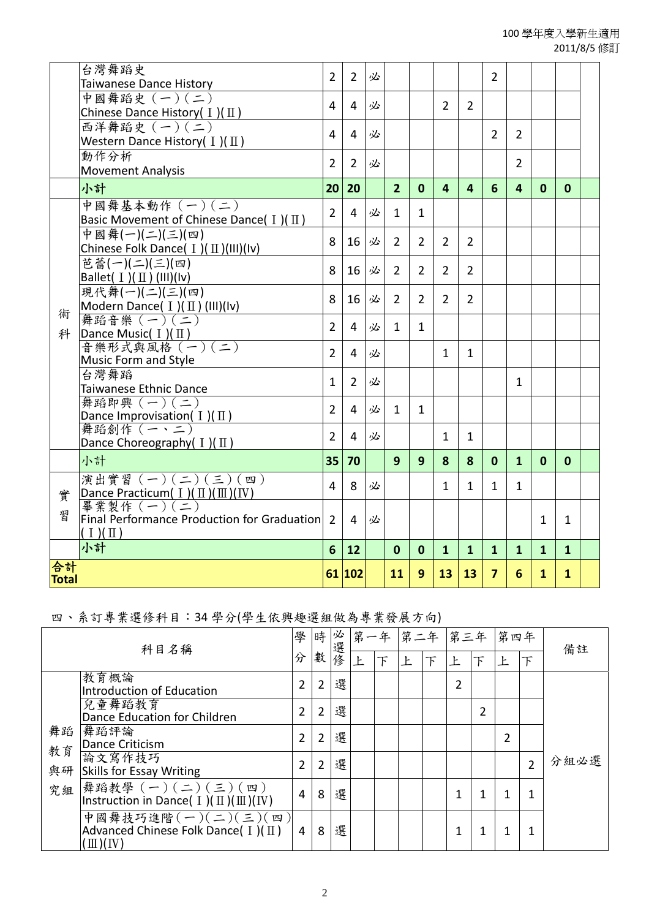| | | | | | | | | | | | | | |
|---|---|---|---|---|---|---|---|---|---|---|---|---|---|
| | 台灣舞蹈史<br>Taiwanese Dance History | 2 | 2 | 必 | | | | | 2 | | | | |
| | 中國舞蹈史（一）（二）<br>Chinese Dance History( I )( II ) | 4 | 4 | 必 | | | 2 | 2 | | | | | |
| | 西洋舞蹈史（一）（二）<br>Western Dance History( I )( II ) | 4 | 4 | 必 | | | | | 2 | 2 | | | |
| | 動作分析<br>Movement Analysis | 2 | 2 | 必 | | | | | | 2 | | | |
| | **小計** | **20** | **20** | | **2** | **0** | **4** | **4** | **6** | **4** | **0** | **0** | |
| 術科 | 中國舞基本動作（一）（二）<br>Basic Movement of Chinese Dance( I )( II ) | 2 | 4 | 必 | 1 | 1 | | | | | | | |
| | 中國舞(一)(二)(三)(四)<br>Chinese Folk Dance( I )( II )(III)(Iv) | 8 | 16 | 必 | 2 | 2 | 2 | 2 | | | | | |
| | 芭蕾(一)(二)(三)(四)<br>Ballet( I )( II ) (III)(Iv) | 8 | 16 | 必 | 2 | 2 | 2 | 2 | | | | | |
| | 現代舞(一)(二)(三)(四)<br>Modern Dance( I )( II ) (III)(Iv) | 8 | 16 | 必 | 2 | 2 | 2 | 2 | | | | | |
| | 舞蹈音樂（一）（二）<br>Dance Music( I )( II ) | 2 | 4 | 必 | 1 | 1 | | | | | | | |
| | 音樂形式與風格（一）（二）<br>Music Form and Style | 2 | 4 | 必 | | | 1 | 1 | | | | | |
| | 台灣舞蹈<br>Taiwanese Ethnic Dance | 1 | 2 | 必 | | | | | | 1 | | | |
| | 舞蹈即興（一）（二）<br>Dance Improvisation( I )( II ) | 2 | 4 | 必 | 1 | 1 | | | | | | | |
| | 舞蹈創作（一、二）<br>Dance Choreography( I )( II ) | 2 | 4 | 必 | | | 1 | 1 | | | | | |
| | 小計 | **35** | **70** | | **9** | **9** | **8** | **8** | **0** | **1** | **0** | **0** | |
| 實習 | 演出實習（一）（二）（三）（四）<br>Dance Practicum( I )( II )( III )( IV ) | 4 | 8 | 必 | | | 1 | 1 | 1 | 1 | | | |
| | 畢業製作（一）（二）<br>Final Performance Production for Graduation ( I )( II ) | 2 | 4 | 必 | | | | | | | 1 | 1 | |
| | 小計 | **6** | **12** | | **0** | **0** | **1** | **1** | **1** | **1** | **1** | **1** | |
| **合計 Total** | | **61** | **102** | | **11** | **9** | **13** | **13** | **7** | **6** | **1** | **1** | |

四、系訂專業選修科目：34 學分(學生依興趣選組做為專業發展方向)

| 科目名稱 | | 學分 | 時數 | 必選修 | 第一年 | | 第二年 | | 第三年 | | 第四年 | | 備註 |
|---|---|---|---|---|---|---|---|---|---|---|---|---|---|
| | | | | | 上 | 下 | 上 | 下 | 上 | 下 | 上 | 下 | |
| 舞蹈教育與研究組 | 教育概論<br>Introduction of Education | 2 | 2 | 選 | | | | | 2 | | | | 分組必選 |
| | 兒童舞蹈教育<br>Dance Education for Children | 2 | 2 | 選 | | | | | | 2 | | | |
| | 舞蹈評論<br>Dance Criticism | 2 | 2 | 選 | | | | | | | 2 | | |
| | 論文寫作技巧<br>Skills for Essay Writing | 2 | 2 | 選 | | | | | | | | 2 | |
| | 舞蹈教學（一）（二）（三）（四）<br>Instruction in Dance( I )( II )( III )( IV ) | 4 | 8 | 選 | | | | | 1 | 1 | 1 | 1 | |
| | 中國舞技巧進階(一)(二)(三)(四)<br>Advanced Chinese Folk Dance( I )( II )( III )( IV ) | 4 | 8 | 選 | | | | | 1 | 1 | 1 | 1 | |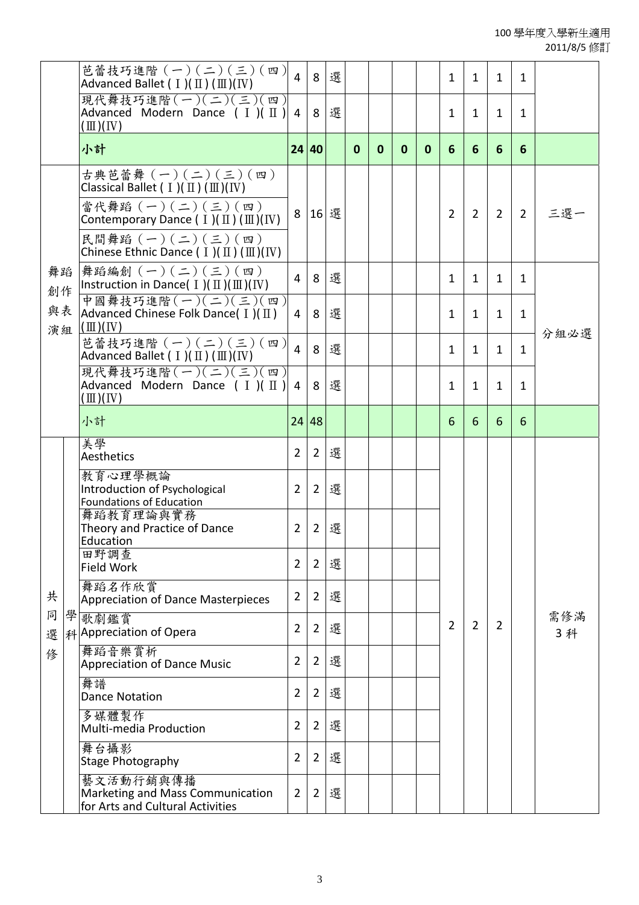100 學年度入學新生適用
2011/8/5 修訂

| | | 課程名稱 | 學分 | 時數 | 必選修 | | | | | | | | | 備註 |
|---|---|---|---|---|---|---|---|---|---|---|---|---|---|---|
| | | 芭蕾技巧進階（一）（二）（三）（四）Advanced Ballet (Ⅰ)(Ⅱ)(Ⅲ)(Ⅳ) | 4 | 8 | 選 | | | | | 1 | 1 | 1 | 1 | |
| | | 現代舞技巧進階（一）（二）（三）（四）Advanced Modern Dance (Ⅰ)(Ⅱ)(Ⅲ)(Ⅳ) | 4 | 8 | 選 | | | | | 1 | 1 | 1 | 1 | |
| | | **小計** | **24** | **40** | | **0** | **0** | **0** | **0** | **6** | **6** | **6** | **6** | |
| 舞蹈創作與表演組 | | 古典芭蕾舞（一）（二）（三）（四）Classical Ballet (Ⅰ)(Ⅱ)(Ⅲ)(Ⅳ)<br>當代舞蹈（一）（二）（三）（四）Contemporary Dance (Ⅰ)(Ⅱ)(Ⅲ)(Ⅳ)<br>民間舞蹈（一）（二）（三）（四）Chinese Ethnic Dance (Ⅰ)(Ⅱ)(Ⅲ)(Ⅳ) | 8 | 16 | 選 | | | | | 2 | 2 | 2 | 2 | 三選一 |
| | | 舞蹈編創（一）（二）（三）（四）Instruction in Dance(Ⅰ)(Ⅱ)(Ⅲ)(Ⅳ) | 4 | 8 | 選 | | | | | 1 | 1 | 1 | 1 | 分組必選 |
| | | 中國舞技巧進階（一）（二）（三）（四）Advanced Chinese Folk Dance(Ⅰ)(Ⅱ)(Ⅲ)(Ⅳ) | 4 | 8 | 選 | | | | | 1 | 1 | 1 | 1 | |
| | | 芭蕾技巧進階（一）（二）（三）（四）Advanced Ballet (Ⅰ)(Ⅱ)(Ⅲ)(Ⅳ) | 4 | 8 | 選 | | | | | 1 | 1 | 1 | 1 | |
| | | 現代舞技巧進階（一）（二）（三）（四）Advanced Modern Dance (Ⅰ)(Ⅱ)(Ⅲ)(Ⅳ) | 4 | 8 | 選 | | | | | 1 | 1 | 1 | 1 | |
| | | 小計 | 24 | 48 | | | | | | 6 | 6 | 6 | 6 | |
| 共同選修 | 學科 | 美學 Aesthetics | 2 | 2 | 選 | | | | | 2 | 2 | 2 | | 需修滿3科 |
| | | 教育心理學概論 Introduction of Psychological Foundations of Education | 2 | 2 | 選 | | | | | | | | | |
| | | 舞蹈教育理論與實務 Theory and Practice of Dance Education | 2 | 2 | 選 | | | | | | | | | |
| | | 田野調查 Field Work | 2 | 2 | 選 | | | | | | | | | |
| | | 舞蹈名作欣賞 Appreciation of Dance Masterpieces | 2 | 2 | 選 | | | | | | | | | |
| | | 歌劇鑑賞 Appreciation of Opera | 2 | 2 | 選 | | | | | | | | | |
| | | 舞蹈音樂賞析 Appreciation of Dance Music | 2 | 2 | 選 | | | | | | | | | |
| | | 舞譜 Dance Notation | 2 | 2 | 選 | | | | | | | | | |
| | | 多媒體製作 Multi-media Production | 2 | 2 | 選 | | | | | | | | | |
| | | 舞台攝影 Stage Photography | 2 | 2 | 選 | | | | | | | | | |
| | | 藝文活動行銷與傳播 Marketing and Mass Communication for Arts and Cultural Activities | 2 | 2 | 選 | | | | | | | | | |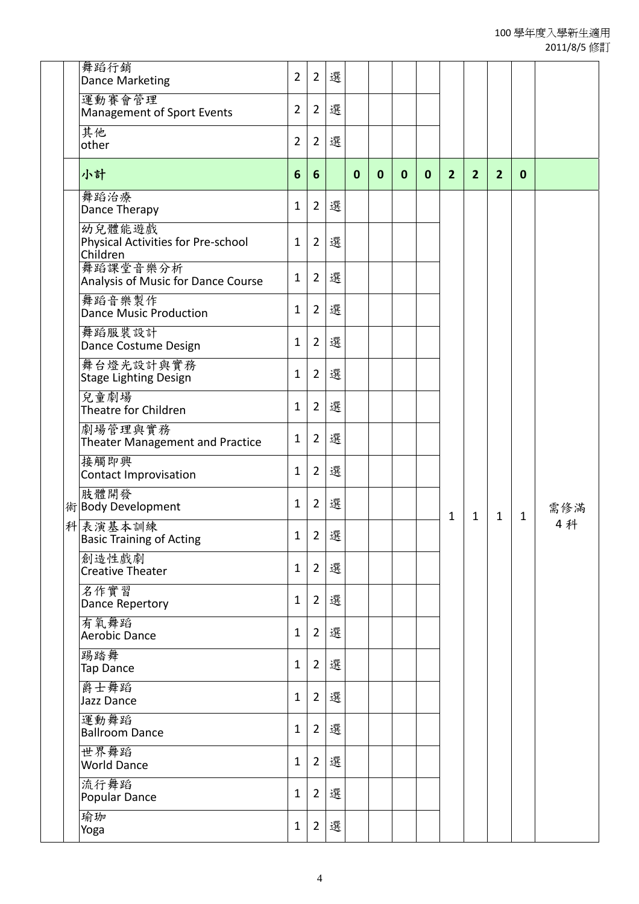100 學年度入學新生適用
2011/8/5 修訂

| | 科目 | | | | | | | | | | | | |
|---|---|---|---|---|---|---|---|---|---|---|---|---|---|
| | 舞蹈行銷 Dance Marketing | 2 | 2 | 選 | | | | | | | | | |
| | 運動賽會管理 Management of Sport Events | 2 | 2 | 選 | | | | | | | | | |
| | 其他 other | 2 | 2 | 選 | | | | | | | | | |
| | **小計** | **6** | **6** | | **0** | **0** | **0** | **0** | **2** | **2** | **2** | **0** | |
| 術科 | 舞蹈治療 Dance Therapy | 1 | 2 | 選 | | | | | 1 | 1 | 1 | 1 | 需修滿 4 科 |
| | 幼兒體能遊戲 Physical Activities for Pre-school Children | 1 | 2 | 選 | | | | | | | | | |
| | 舞蹈課堂音樂分析 Analysis of Music for Dance Course | 1 | 2 | 選 | | | | | | | | | |
| | 舞蹈音樂製作 Dance Music Production | 1 | 2 | 選 | | | | | | | | | |
| | 舞蹈服裝設計 Dance Costume Design | 1 | 2 | 選 | | | | | | | | | |
| | 舞台燈光設計與實務 Stage Lighting Design | 1 | 2 | 選 | | | | | | | | | |
| | 兒童劇場 Theatre for Children | 1 | 2 | 選 | | | | | | | | | |
| | 劇場管理與實務 Theater Management and Practice | 1 | 2 | 選 | | | | | | | | | |
| | 接觸即興 Contact Improvisation | 1 | 2 | 選 | | | | | | | | | |
| | 肢體開發 Body Development | 1 | 2 | 選 | | | | | | | | | |
| | 表演基本訓練 Basic Training of Acting | 1 | 2 | 選 | | | | | | | | | |
| | 創造性戲劇 Creative Theater | 1 | 2 | 選 | | | | | | | | | |
| | 名作實習 Dance Repertory | 1 | 2 | 選 | | | | | | | | | |
| | 有氧舞蹈 Aerobic Dance | 1 | 2 | 選 | | | | | | | | | |
| | 踢踏舞 Tap Dance | 1 | 2 | 選 | | | | | | | | | |
| | 爵士舞蹈 Jazz Dance | 1 | 2 | 選 | | | | | | | | | |
| | 運動舞蹈 Ballroom Dance | 1 | 2 | 選 | | | | | | | | | |
| | 世界舞蹈 World Dance | 1 | 2 | 選 | | | | | | | | | |
| | 流行舞蹈 Popular Dance | 1 | 2 | 選 | | | | | | | | | |
| | 瑜珈 Yoga | 1 | 2 | 選 | | | | | | | | | |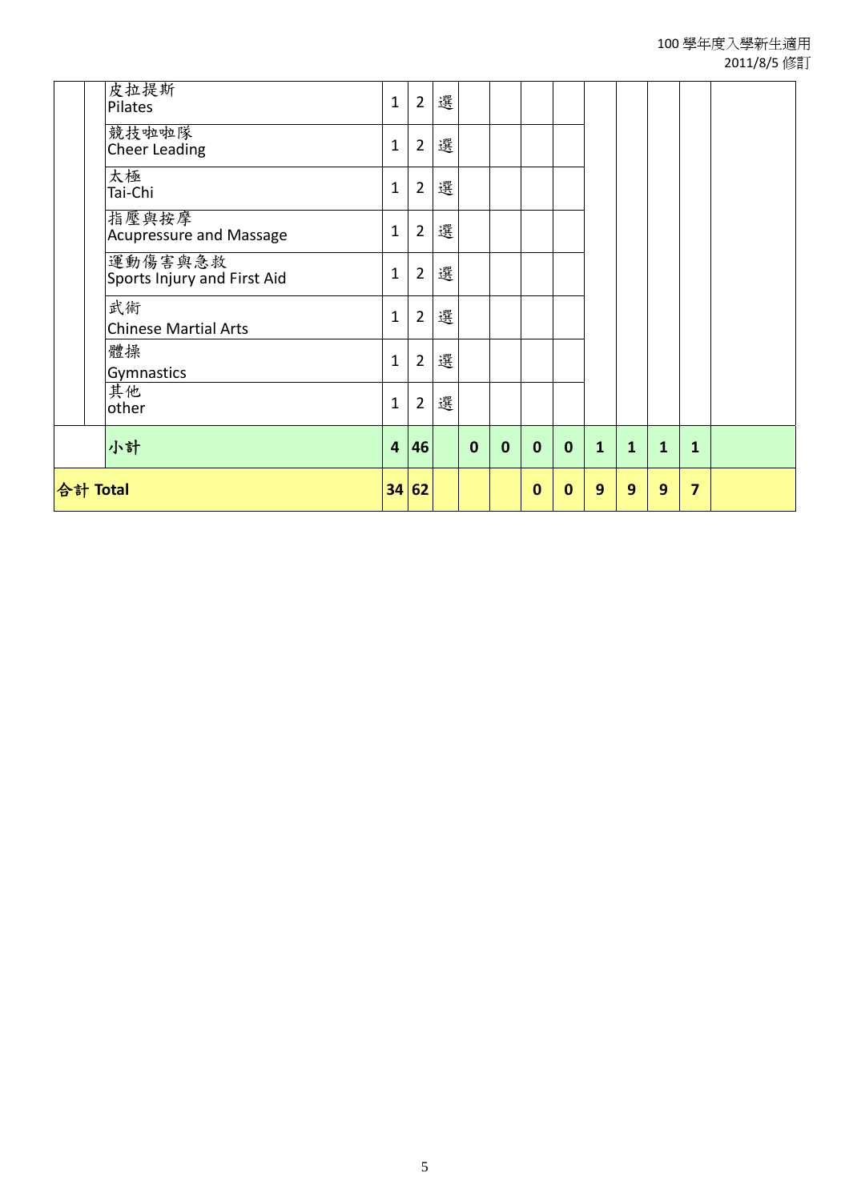| | | | | | | | | | | | | | | |
|---|---|---|---|---|---|---|---|---|---|---|---|---|---|---|
| | | 皮拉提斯<br>Pilates | 1 | 2 | 選 | | | | | | | | | |
| | | 競技啦啦隊<br>Cheer Leading | 1 | 2 | 選 | | | | | | | | | |
| | | 太極<br>Tai-Chi | 1 | 2 | 選 | | | | | | | | | |
| | | 指壓與按摩<br>Acupressure and Massage | 1 | 2 | 選 | | | | | | | | | |
| | | 運動傷害與急救<br>Sports Injury and First Aid | 1 | 2 | 選 | | | | | | | | | |
| | | 武術<br>Chinese Martial Arts | 1 | 2 | 選 | | | | | | | | | |
| | | 體操<br>Gymnastics | 1 | 2 | 選 | | | | | | | | | |
| | | 其他<br>other | 1 | 2 | 選 | | | | | | | | | |
| | | **小計** | **4** | **46** | | **0** | **0** | **0** | **0** | **1** | **1** | **1** | **1** | |
| **合計 Total** | | | **34** | **62** | | | | **0** | **0** | **9** | **9** | **9** | **7** | |